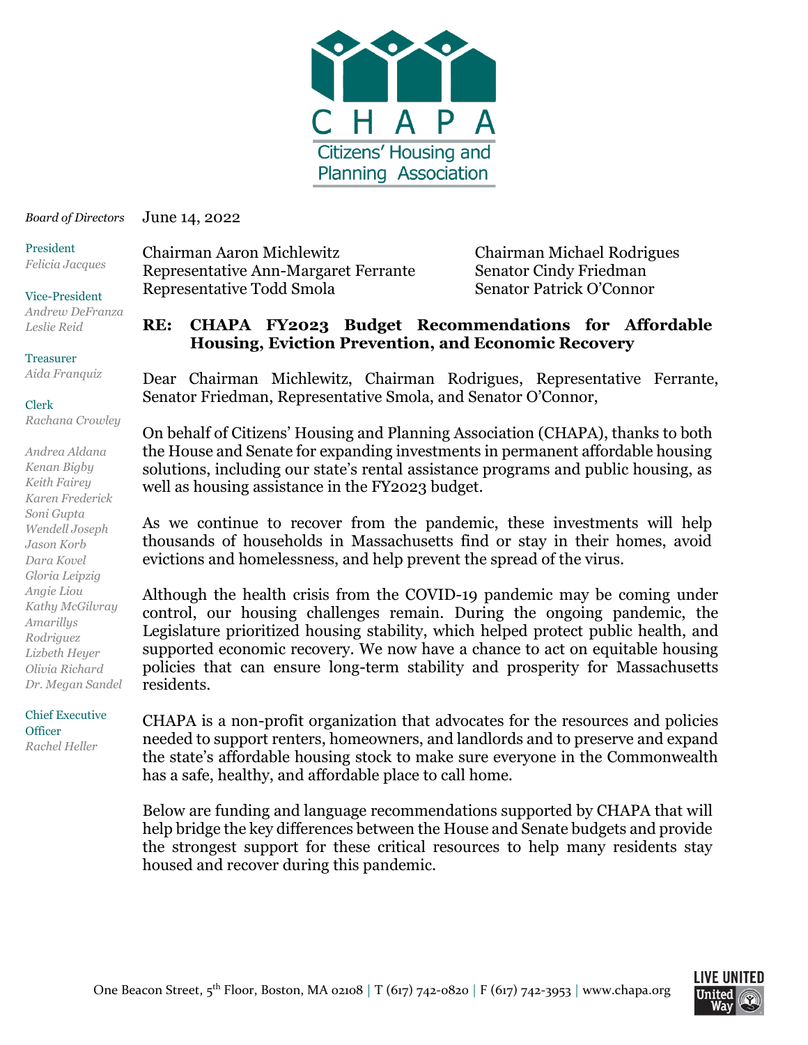CHAPA
Citizens' Housing and Planning Association

*Board of Directors*

President
*Felicia Jacques*

Vice-President
*Andrew DeFranza*
*Leslie Reid*

Treasurer
*Aida Franquiz*

Clerk
*Rachana Crowley*

*Andrea Aldana*
*Kenan Bigby*
*Keith Fairey*
*Karen Frederick*
*Soni Gupta*
*Wendell Joseph*
*Jason Korb*
*Dara Kovel*
*Gloria Leipzig*
*Angie Liou*
*Kathy McGilvray*
*Amarillys Rodriguez*
*Lizbeth Heyer*
*Olivia Richard*
*Dr. Megan Sandel*

Chief Executive Officer
*Rachel Heller*

June 14, 2022

Chairman Aaron Michlewitz
Representative Ann-Margaret Ferrante
Representative Todd Smola

Chairman Michael Rodrigues
Senator Cindy Friedman
Senator Patrick O'Connor

**RE: CHAPA FY2023 Budget Recommendations for Affordable Housing, Eviction Prevention, and Economic Recovery**

Dear Chairman Michlewitz, Chairman Rodrigues, Representative Ferrante, Senator Friedman, Representative Smola, and Senator O'Connor,

On behalf of Citizens' Housing and Planning Association (CHAPA), thanks to both the House and Senate for expanding investments in permanent affordable housing solutions, including our state's rental assistance programs and public housing, as well as housing assistance in the FY2023 budget.

As we continue to recover from the pandemic, these investments will help thousands of households in Massachusetts find or stay in their homes, avoid evictions and homelessness, and help prevent the spread of the virus.

Although the health crisis from the COVID-19 pandemic may be coming under control, our housing challenges remain. During the ongoing pandemic, the Legislature prioritized housing stability, which helped protect public health, and supported economic recovery. We now have a chance to act on equitable housing policies that can ensure long-term stability and prosperity for Massachusetts residents.

CHAPA is a non-profit organization that advocates for the resources and policies needed to support renters, homeowners, and landlords and to preserve and expand the state's affordable housing stock to make sure everyone in the Commonwealth has a safe, healthy, and affordable place to call home.

Below are funding and language recommendations supported by CHAPA that will help bridge the key differences between the House and Senate budgets and provide the strongest support for these critical resources to help many residents stay housed and recover during this pandemic.

One Beacon Street, 5th Floor, Boston, MA 02108 | T (617) 742-0820 | F (617) 742-3953 | www.chapa.org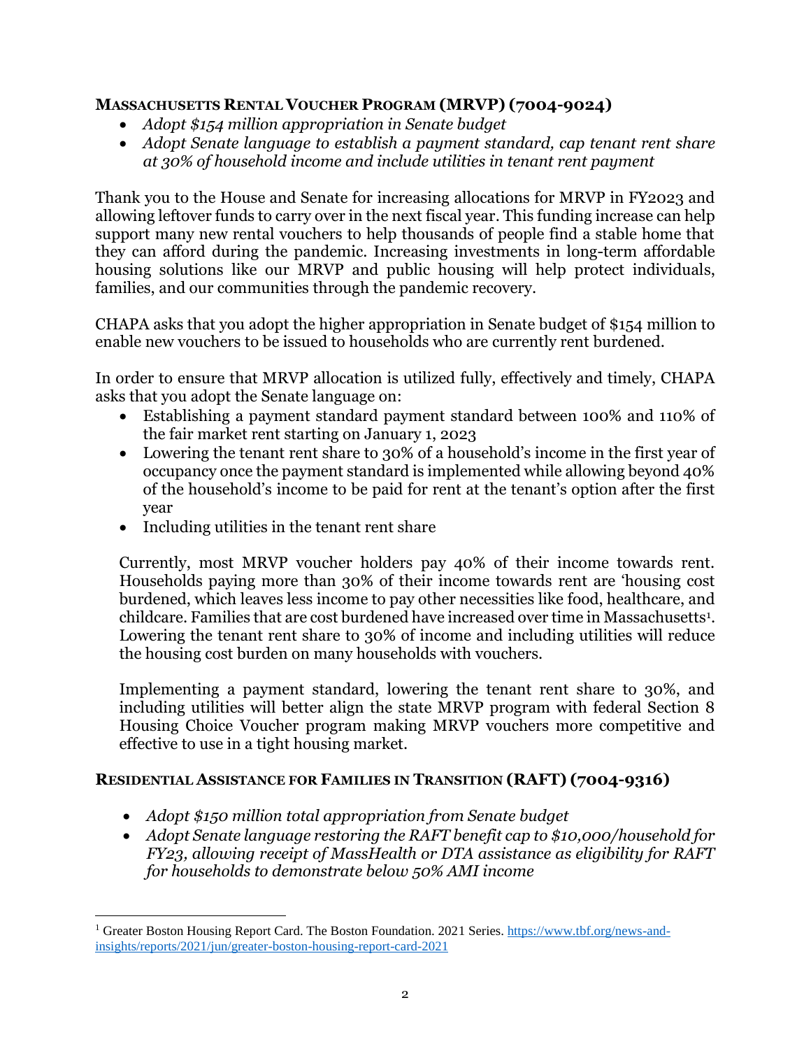### Massachusetts Rental Voucher Program (MRVP) (7004-9024)

- *Adopt $154 million appropriation in Senate budget*
- *Adopt Senate language to establish a payment standard, cap tenant rent share at 30% of household income and include utilities in tenant rent payment*

Thank you to the House and Senate for increasing allocations for MRVP in FY2023 and allowing leftover funds to carry over in the next fiscal year. This funding increase can help support many new rental vouchers to help thousands of people find a stable home that they can afford during the pandemic. Increasing investments in long-term affordable housing solutions like our MRVP and public housing will help protect individuals, families, and our communities through the pandemic recovery.

CHAPA asks that you adopt the higher appropriation in Senate budget of $154 million to enable new vouchers to be issued to households who are currently rent burdened.

In order to ensure that MRVP allocation is utilized fully, effectively and timely, CHAPA asks that you adopt the Senate language on:

- Establishing a payment standard payment standard between 100% and 110% of the fair market rent starting on January 1, 2023
- Lowering the tenant rent share to 30% of a household's income in the first year of occupancy once the payment standard is implemented while allowing beyond 40% of the household's income to be paid for rent at the tenant's option after the first year
- Including utilities in the tenant rent share

Currently, most MRVP voucher holders pay 40% of their income towards rent. Households paying more than 30% of their income towards rent are 'housing cost burdened, which leaves less income to pay other necessities like food, healthcare, and childcare. Families that are cost burdened have increased over time in Massachusetts[1]. Lowering the tenant rent share to 30% of income and including utilities will reduce the housing cost burden on many households with vouchers.

Implementing a payment standard, lowering the tenant rent share to 30%, and including utilities will better align the state MRVP program with federal Section 8 Housing Choice Voucher program making MRVP vouchers more competitive and effective to use in a tight housing market.

### Residential Assistance for Families in Transition (RAFT) (7004-9316)

- *Adopt $150 million total appropriation from Senate budget*
- *Adopt Senate language restoring the RAFT benefit cap to $10,000/household for FY23, allowing receipt of MassHealth or DTA assistance as eligibility for RAFT for households to demonstrate below 50% AMI income*

---

[1] Greater Boston Housing Report Card. The Boston Foundation. 2021 Series. https://www.tbf.org/news-and-insights/reports/2021/jun/greater-boston-housing-report-card-2021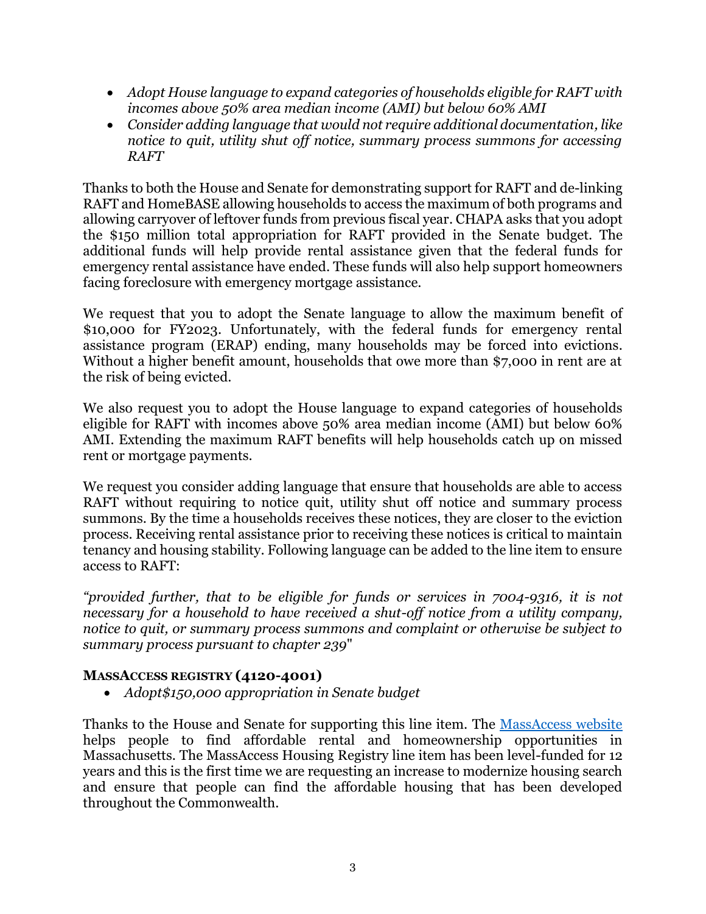- *Adopt House language to expand categories of households eligible for RAFT with incomes above 50% area median income (AMI) but below 60% AMI*
- *Consider adding language that would not require additional documentation, like notice to quit, utility shut off notice, summary process summons for accessing RAFT*

Thanks to both the House and Senate for demonstrating support for RAFT and de-linking RAFT and HomeBASE allowing households to access the maximum of both programs and allowing carryover of leftover funds from previous fiscal year. CHAPA asks that you adopt the $150 million total appropriation for RAFT provided in the Senate budget. The additional funds will help provide rental assistance given that the federal funds for emergency rental assistance have ended. These funds will also help support homeowners facing foreclosure with emergency mortgage assistance.

We request that you to adopt the Senate language to allow the maximum benefit of $10,000 for FY2023. Unfortunately, with the federal funds for emergency rental assistance program (ERAP) ending, many households may be forced into evictions. Without a higher benefit amount, households that owe more than $7,000 in rent are at the risk of being evicted.

We also request you to adopt the House language to expand categories of households eligible for RAFT with incomes above 50% area median income (AMI) but below 60% AMI. Extending the maximum RAFT benefits will help households catch up on missed rent or mortgage payments.

We request you consider adding language that ensure that households are able to access RAFT without requiring to notice quit, utility shut off notice and summary process summons. By the time a households receives these notices, they are closer to the eviction process. Receiving rental assistance prior to receiving these notices is critical to maintain tenancy and housing stability. Following language can be added to the line item to ensure access to RAFT:

*"provided further, that to be eligible for funds or services in 7004-9316, it is not necessary for a household to have received a shut-off notice from a utility company, notice to quit, or summary process summons and complaint or otherwise be subject to summary process pursuant to chapter 239*"

**MASSACCESS REGISTRY (4120-4001)**

- *Adopt$150,000 appropriation in Senate budget*

Thanks to the House and Senate for supporting this line item. The [MassAccess website](MassAccess website) helps people to find affordable rental and homeownership opportunities in Massachusetts. The MassAccess Housing Registry line item has been level-funded for 12 years and this is the first time we are requesting an increase to modernize housing search and ensure that people can find the affordable housing that has been developed throughout the Commonwealth.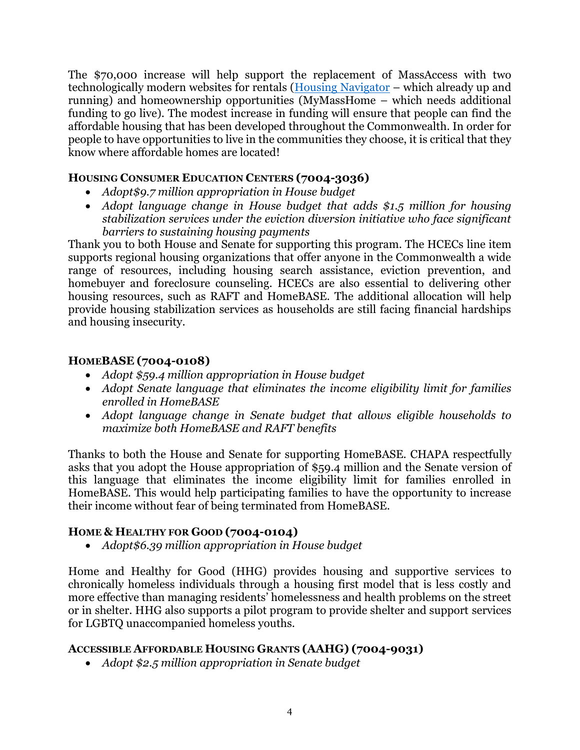The $70,000 increase will help support the replacement of MassAccess with two technologically modern websites for rentals ([Housing Navigator]() – which already up and running) and homeownership opportunities (MyMassHome – which needs additional funding to go live). The modest increase in funding will ensure that people can find the affordable housing that has been developed throughout the Commonwealth. In order for people to have opportunities to live in the communities they choose, it is critical that they know where affordable homes are located!

### Housing Consumer Education Centers (7004-3036)

- *Adopt$9.7 million appropriation in House budget*
- *Adopt language change in House budget that adds $1.5 million for housing stabilization services under the eviction diversion initiative who face significant barriers to sustaining housing payments*

Thank you to both House and Senate for supporting this program. The HCECs line item supports regional housing organizations that offer anyone in the Commonwealth a wide range of resources, including housing search assistance, eviction prevention, and homebuyer and foreclosure counseling. HCECs are also essential to delivering other housing resources, such as RAFT and HomeBASE. The additional allocation will help provide housing stabilization services as households are still facing financial hardships and housing insecurity.

### HomeBASE (7004-0108)

- *Adopt $59.4 million appropriation in House budget*
- *Adopt Senate language that eliminates the income eligibility limit for families enrolled in HomeBASE*
- *Adopt language change in Senate budget that allows eligible households to maximize both HomeBASE and RAFT benefits*

Thanks to both the House and Senate for supporting HomeBASE. CHAPA respectfully asks that you adopt the House appropriation of $59.4 million and the Senate version of this language that eliminates the income eligibility limit for families enrolled in HomeBASE. This would help participating families to have the opportunity to increase their income without fear of being terminated from HomeBASE.

### Home & Healthy for Good (7004-0104)

- *Adopt$6.39 million appropriation in House budget*

Home and Healthy for Good (HHG) provides housing and supportive services to chronically homeless individuals through a housing first model that is less costly and more effective than managing residents' homelessness and health problems on the street or in shelter. HHG also supports a pilot program to provide shelter and support services for LGBTQ unaccompanied homeless youths.

### Accessible Affordable Housing Grants (AAHG) (7004-9031)

- *Adopt $2.5 million appropriation in Senate budget*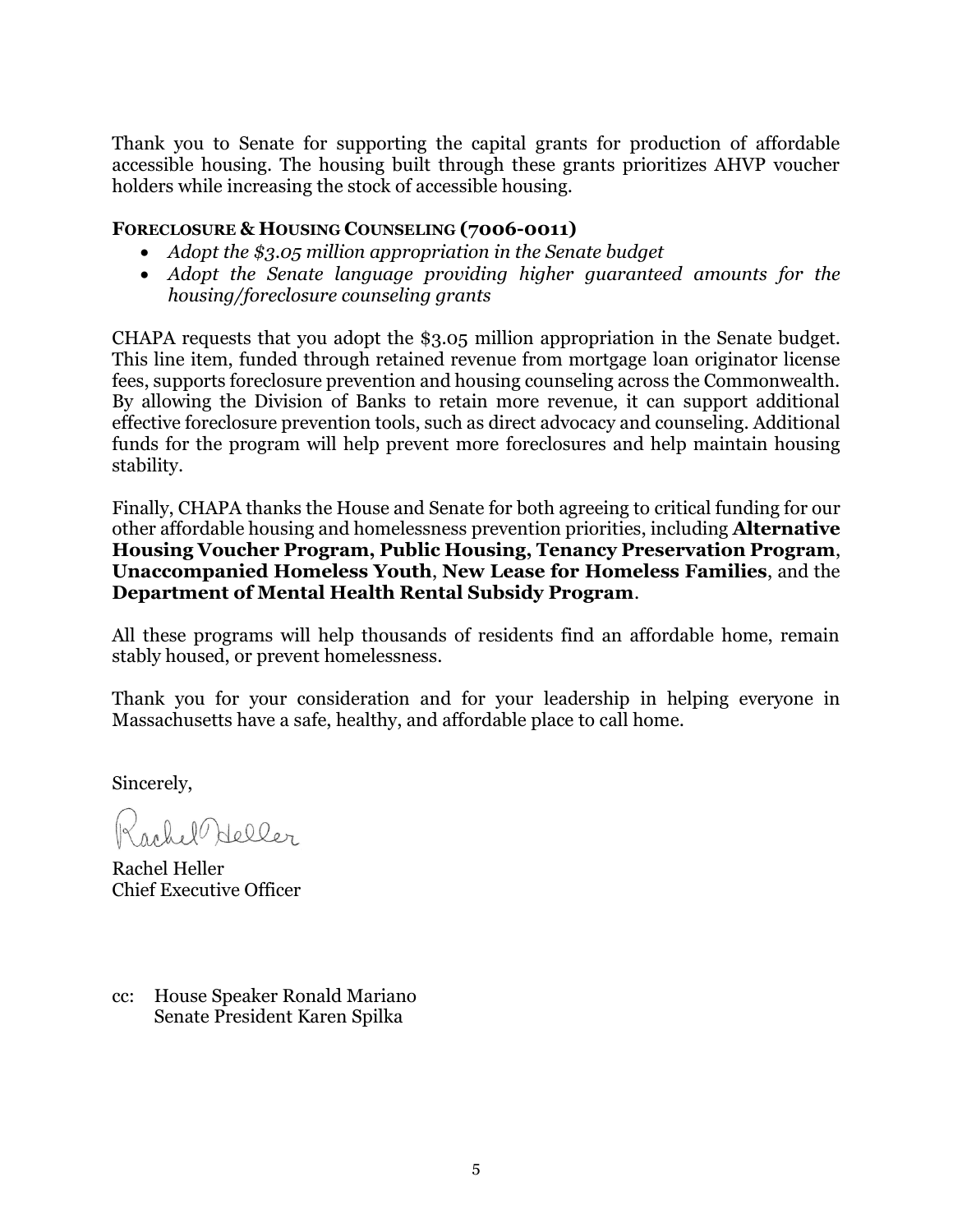Thank you to Senate for supporting the capital grants for production of affordable accessible housing. The housing built through these grants prioritizes AHVP voucher holders while increasing the stock of accessible housing.

**FORECLOSURE & HOUSING COUNSELING (7006-0011)**

- *Adopt the $3.05 million appropriation in the Senate budget*
- *Adopt the Senate language providing higher guaranteed amounts for the housing/foreclosure counseling grants*

CHAPA requests that you adopt the $3.05 million appropriation in the Senate budget. This line item, funded through retained revenue from mortgage loan originator license fees, supports foreclosure prevention and housing counseling across the Commonwealth. By allowing the Division of Banks to retain more revenue, it can support additional effective foreclosure prevention tools, such as direct advocacy and counseling. Additional funds for the program will help prevent more foreclosures and help maintain housing stability.

Finally, CHAPA thanks the House and Senate for both agreeing to critical funding for our other affordable housing and homelessness prevention priorities, including **Alternative Housing Voucher Program, Public Housing, Tenancy Preservation Program**, **Unaccompanied Homeless Youth**, **New Lease for Homeless Families**, and the **Department of Mental Health Rental Subsidy Program**.

All these programs will help thousands of residents find an affordable home, remain stably housed, or prevent homelessness.

Thank you for your consideration and for your leadership in helping everyone in Massachusetts have a safe, healthy, and affordable place to call home.

Sincerely,

Rachel Heller

Rachel Heller
Chief Executive Officer

cc: House Speaker Ronald Mariano
Senate President Karen Spilka